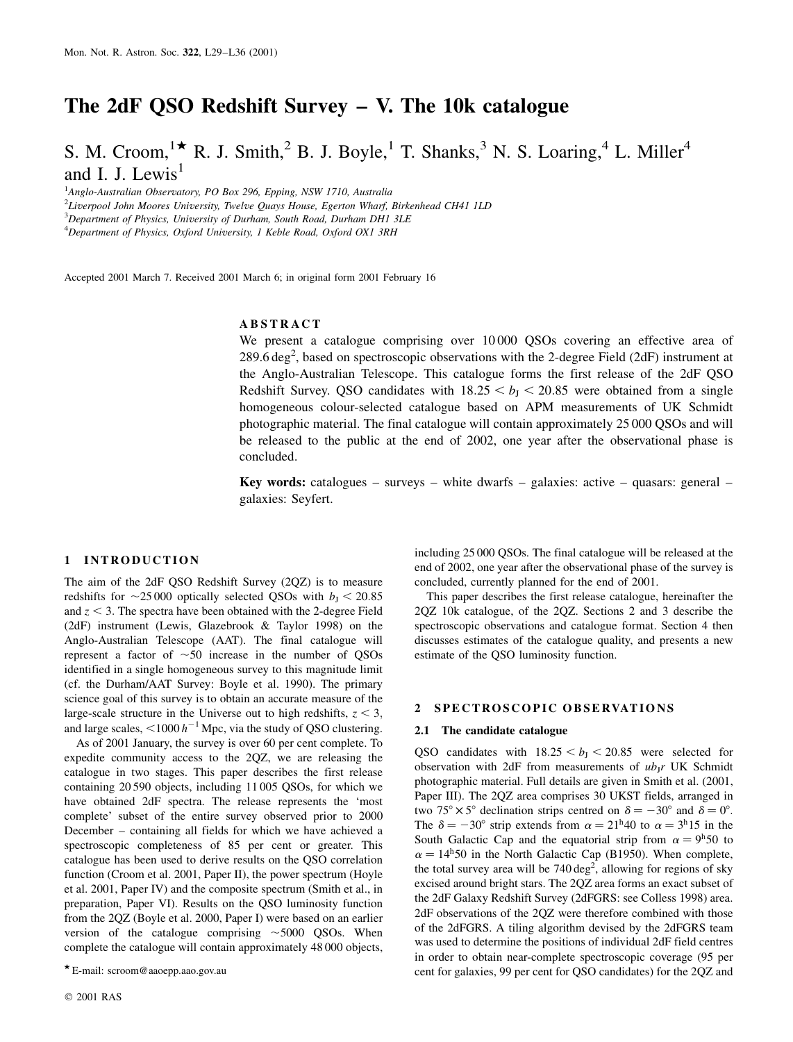# The 2dF QSO Redshift Survey – V. The 10k catalogue

S. M. Croom,[1⋆] R. J. Smith,[2] B. J. Boyle,[1] T. Shanks,[3] N. S. Loaring,[4] L. Miller[4] and I. J. Lewis[1]

[1]*Anglo-Australian Observatory, PO Box 296, Epping, NSW 1710, Australia*
[2]*Liverpool John Moores University, Twelve Quays House, Egerton Wharf, Birkenhead CH41 1LD*
[3]*Department of Physics, University of Durham, South Road, Durham DH1 3LE*
[4]*Department of Physics, Oxford University, 1 Keble Road, Oxford OX1 3RH*

Accepted 2001 March 7. Received 2001 March 6; in original form 2001 February 16

## ABSTRACT

We present a catalogue comprising over 10 000 QSOs covering an effective area of 289.6 deg$^2$, based on spectroscopic observations with the 2-degree Field (2dF) instrument at the Anglo-Australian Telescope. This catalogue forms the first release of the 2dF QSO Redshift Survey. QSO candidates with $18.25 < b_J < 20.85$ were obtained from a single homogeneous colour-selected catalogue based on APM measurements of UK Schmidt photographic material. The final catalogue will contain approximately 25 000 QSOs and will be released to the public at the end of 2002, one year after the observational phase is concluded.

**Key words:** catalogues – surveys – white dwarfs – galaxies: active – quasars: general – galaxies: Seyfert.

## 1 INTRODUCTION

The aim of the 2dF QSO Redshift Survey (2QZ) is to measure redshifts for ~25 000 optically selected QSOs with $b_J < 20.85$ and $z < 3$. The spectra have been obtained with the 2-degree Field (2dF) instrument (Lewis, Glazebrook & Taylor 1998) on the Anglo-Australian Telescope (AAT). The final catalogue will represent a factor of ~50 increase in the number of QSOs identified in a single homogeneous survey to this magnitude limit (cf. the Durham/AAT Survey: Boyle et al. 1990). The primary science goal of this survey is to obtain an accurate measure of the large-scale structure in the Universe out to high redshifts, $z < 3$, and large scales, $<1000\,h^{-1}$ Mpc, via the study of QSO clustering.

As of 2001 January, the survey is over 60 per cent complete. To expedite community access to the 2QZ, we are releasing the catalogue in two stages. This paper describes the first release containing 20 590 objects, including 11 005 QSOs, for which we have obtained 2dF spectra. The release represents the 'most complete' subset of the entire survey observed prior to 2000 December – containing all fields for which we have achieved a spectroscopic completeness of 85 per cent or greater. This catalogue has been used to derive results on the QSO correlation function (Croom et al. 2001, Paper II), the power spectrum (Hoyle et al. 2001, Paper IV) and the composite spectrum (Smith et al., in preparation, Paper VI). Results on the QSO luminosity function from the 2QZ (Boyle et al. 2000, Paper I) were based on an earlier version of the catalogue comprising ~5000 QSOs. When complete the catalogue will contain approximately 48 000 objects, including 25 000 QSOs. The final catalogue will be released at the end of 2002, one year after the observational phase of the survey is concluded, currently planned for the end of 2001.

This paper describes the first release catalogue, hereinafter the 2QZ 10k catalogue, of the 2QZ. Sections 2 and 3 describe the spectroscopic observations and catalogue format. Section 4 then discusses estimates of the catalogue quality, and presents a new estimate of the QSO luminosity function.

⋆E-mail: scroom@aaoepp.aao.gov.au

## 2 SPECTROSCOPIC OBSERVATIONS

### 2.1 The candidate catalogue

QSO candidates with $18.25 < b_J < 20.85$ were selected for observation with 2dF from measurements of $ub_Jr$ UK Schmidt photographic material. Full details are given in Smith et al. (2001, Paper III). The 2QZ area comprises 30 UKST fields, arranged in two $75° \times 5°$ declination strips centred on $\delta = -30°$ and $\delta = 0°$. The $\delta = -30°$ strip extends from $\alpha = 21^h40$ to $\alpha = 3^h15$ in the South Galactic Cap and the equatorial strip from $\alpha = 9^h50$ to $\alpha = 14^h50$ in the North Galactic Cap (B1950). When complete, the total survey area will be 740 deg$^2$, allowing for regions of sky excised around bright stars. The 2QZ area forms an exact subset of the 2dF Galaxy Redshift Survey (2dFGRS: see Colless 1998) area. 2dF observations of the 2QZ were therefore combined with those of the 2dFGRS. A tiling algorithm devised by the 2dFGRS team was used to determine the positions of individual 2dF field centres in order to obtain near-complete spectroscopic coverage (95 per cent for galaxies, 99 per cent for QSO candidates) for the 2QZ and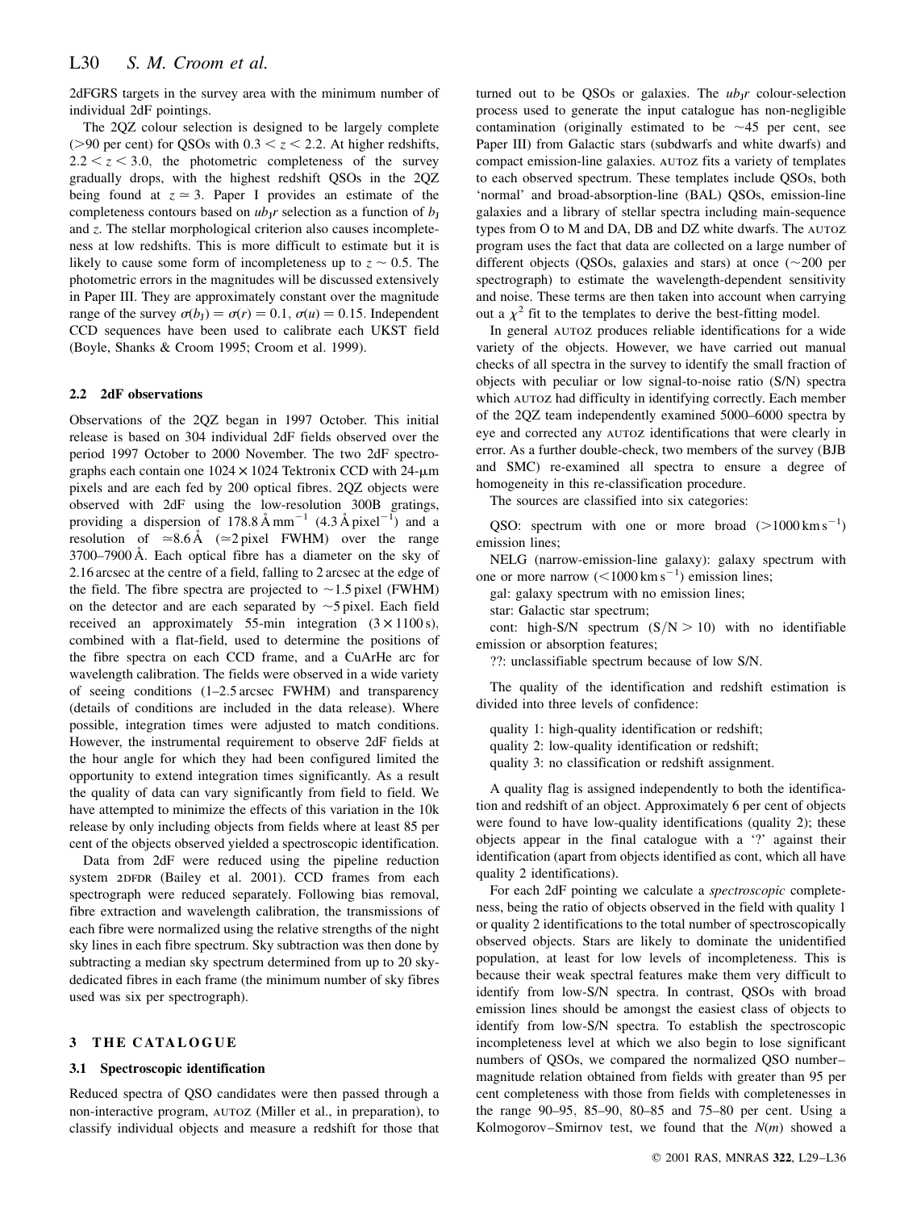2dFGRS targets in the survey area with the minimum number of individual 2dF pointings.

The 2QZ colour selection is designed to be largely complete (>90 per cent) for QSOs with $0.3 < z < 2.2$. At higher redshifts, $2.2 < z < 3.0$, the photometric completeness of the survey gradually drops, with the highest redshift QSOs in the 2QZ being found at $z \simeq 3$. Paper I provides an estimate of the completeness contours based on $ub_Jr$ selection as a function of $b_J$ and $z$. The stellar morphological criterion also causes incompleteness at low redshifts. This is more difficult to estimate but it is likely to cause some form of incompleteness up to $z \sim 0.5$. The photometric errors in the magnitudes will be discussed extensively in Paper III. They are approximately constant over the magnitude range of the survey $\sigma(b_J) = \sigma(r) = 0.1$, $\sigma(u) = 0.15$. Independent CCD sequences have been used to calibrate each UKST field (Boyle, Shanks & Croom 1995; Croom et al. 1999).

### 2.2 2dF observations

Observations of the 2QZ began in 1997 October. This initial release is based on 304 individual 2dF fields observed over the period 1997 October to 2000 November. The two 2dF spectrographs each contain one $1024 \times 1024$ Tektronix CCD with 24-μm pixels and are each fed by 200 optical fibres. 2QZ objects were observed with 2dF using the low-resolution 300B gratings, providing a dispersion of $178.8\,\text{Å}\,\text{mm}^{-1}$ ($4.3\,\text{Å}\,\text{pixel}^{-1}$) and a resolution of $\simeq 8.6\,\text{Å}$ ($\simeq 2$ pixel FWHM) over the range 3700–7900 Å. Each optical fibre has a diameter on the sky of 2.16 arcsec at the centre of a field, falling to 2 arcsec at the edge of the field. The fibre spectra are projected to ~1.5 pixel (FWHM) on the detector and are each separated by ~5 pixel. Each field received an approximately 55-min integration ($3 \times 1100$ s), combined with a flat-field, used to determine the positions of the fibre spectra on each CCD frame, and a CuArHe arc for wavelength calibration. The fields were observed in a wide variety of seeing conditions (1–2.5 arcsec FWHM) and transparency (details of conditions are included in the data release). Where possible, integration times were adjusted to match conditions. However, the instrumental requirement to observe 2dF fields at the hour angle for which they had been configured limited the opportunity to extend integration times significantly. As a result the quality of data can vary significantly from field to field. We have attempted to minimize the effects of this variation in the 10k release by only including objects from fields where at least 85 per cent of the objects observed yielded a spectroscopic identification.

Data from 2dF were reduced using the pipeline reduction system 2DFDR (Bailey et al. 2001). CCD frames from each spectrograph were reduced separately. Following bias removal, fibre extraction and wavelength calibration, the transmissions of each fibre were normalized using the relative strengths of the night sky lines in each fibre spectrum. Sky subtraction was then done by subtracting a median sky spectrum determined from up to 20 sky-dedicated fibres in each frame (the minimum number of sky fibres used was six per spectrograph).

## 3 THE CATALOGUE

### 3.1 Spectroscopic identification

Reduced spectra of QSO candidates were then passed through a non-interactive program, AUTOZ (Miller et al., in preparation), to classify individual objects and measure a redshift for those that turned out to be QSOs or galaxies. The $ub_Jr$ colour-selection process used to generate the input catalogue has non-negligible contamination (originally estimated to be ~45 per cent, see Paper III) from Galactic stars (subdwarfs and white dwarfs) and compact emission-line galaxies. AUTOZ fits a variety of templates to each observed spectrum. These templates include QSOs, both 'normal' and broad-absorption-line (BAL) QSOs, emission-line galaxies and a library of stellar spectra including main-sequence types from O to M and DA, DB and DZ white dwarfs. The AUTOZ program uses the fact that data are collected on a large number of different objects (QSOs, galaxies and stars) at once (~200 per spectrograph) to estimate the wavelength-dependent sensitivity and noise. These terms are then taken into account when carrying out a $\chi^2$ fit to the templates to derive the best-fitting model.

In general AUTOZ produces reliable identifications for a wide variety of the objects. However, we have carried out manual checks of all spectra in the survey to identify the small fraction of objects with peculiar or low signal-to-noise ratio (S/N) spectra which AUTOZ had difficulty in identifying correctly. Each member of the 2QZ team independently examined 5000–6000 spectra by eye and corrected any AUTOZ identifications that were clearly in error. As a further double-check, two members of the survey (BJB and SMC) re-examined all spectra to ensure a degree of homogeneity in this re-classification procedure.

The sources are classified into six categories:

QSO: spectrum with one or more broad ($>1000\,\text{km}\,\text{s}^{-1}$) emission lines;

NELG (narrow-emission-line galaxy): galaxy spectrum with one or more narrow ($<1000\,\text{km}\,\text{s}^{-1}$) emission lines;

gal: galaxy spectrum with no emission lines;

star: Galactic star spectrum;

cont: high-S/N spectrum (S/N > 10) with no identifiable emission or absorption features;

??: unclassifiable spectrum because of low S/N.

The quality of the identification and redshift estimation is divided into three levels of confidence:

quality 1: high-quality identification or redshift;

quality 2: low-quality identification or redshift;

quality 3: no classification or redshift assignment.

A quality flag is assigned independently to both the identification and redshift of an object. Approximately 6 per cent of objects were found to have low-quality identifications (quality 2); these objects appear in the final catalogue with a '?' against their identification (apart from objects identified as cont, which all have quality 2 identifications).

For each 2dF pointing we calculate a *spectroscopic* completeness, being the ratio of objects observed in the field with quality 1 or quality 2 identifications to the total number of spectroscopically observed objects. Stars are likely to dominate the unidentified population, at least for low levels of incompleteness. This is because their weak spectral features make them very difficult to identify from low-S/N spectra. In contrast, QSOs with broad emission lines should be amongst the easiest class of objects to identify from low-S/N spectra. To establish the spectroscopic incompleteness level at which we also begin to lose significant numbers of QSOs, we compared the normalized QSO number–magnitude relation obtained from fields with greater than 95 per cent completeness with those from fields with completenesses in the range 90–95, 85–90, 80–85 and 75–80 per cent. Using a Kolmogorov–Smirnov test, we found that the $N(m)$ showed a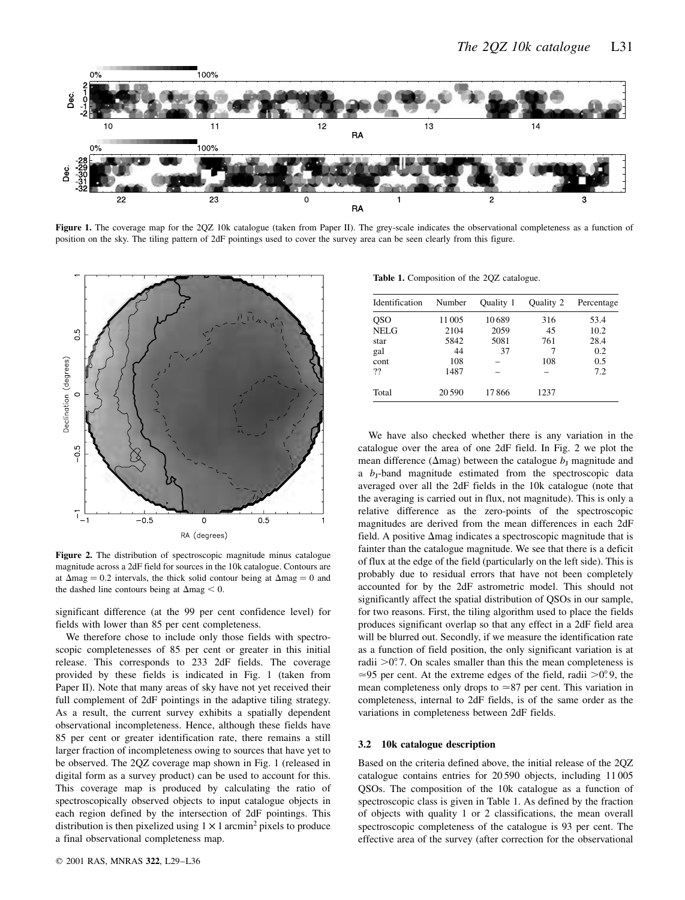**Figure 1.** The coverage map for the 2QZ 10k catalogue (taken from Paper II). The grey-scale indicates the observational completeness as a function of position on the sky. The tiling pattern of 2dF pointings used to cover the survey area can be seen clearly from this figure.

**Figure 2.** The distribution of spectroscopic magnitude minus catalogue magnitude across a 2dF field for sources in the 10k catalogue. Contours are at $\Delta$mag = 0.2 intervals, the thick solid contour being at $\Delta$mag = 0 and the dashed line contours being at $\Delta$mag < 0.

significant difference (at the 99 per cent confidence level) for fields with lower than 85 per cent completeness.

We therefore chose to include only those fields with spectroscopic completenesses of 85 per cent or greater in this initial release. This corresponds to 233 2dF fields. The coverage provided by these fields is indicated in Fig. 1 (taken from Paper II). Note that many areas of sky have not yet received their full complement of 2dF pointings in the adaptive tiling strategy. As a result, the current survey exhibits a spatially dependent observational incompleteness. Hence, although these fields have 85 per cent or greater identification rate, there remains a still larger fraction of incompleteness owing to sources that have yet to be observed. The 2QZ coverage map shown in Fig. 1 (released in digital form as a survey product) can be used to account for this. This coverage map is produced by calculating the ratio of spectroscopically observed objects to input catalogue objects in each region defined by the intersection of 2dF pointings. This distribution is then pixelized using $1 \times 1$ arcmin$^2$ pixels to produce a final observational completeness map.

**Table 1.** Composition of the 2QZ catalogue.

| Identification | Number | Quality 1 | Quality 2 | Percentage |
|---|---|---|---|---|
| QSO | 11 005 | 10 689 | 316 | 53.4 |
| NELG | 2104 | 2059 | 45 | 10.2 |
| star | 5842 | 5081 | 761 | 28.4 |
| gal | 44 | 37 | 7 | 0.2 |
| cont | 108 | – | 108 | 0.5 |
| ?? | 1487 | – | – | 7.2 |
| Total | 20 590 | 17 866 | 1237 | |

We have also checked whether there is any variation in the catalogue over the area of one 2dF field. In Fig. 2 we plot the mean difference ($\Delta$mag) between the catalogue $b_J$ magnitude and a $b_J$-band magnitude estimated from the spectroscopic data averaged over all the 2dF fields in the 10k catalogue (note that the averaging is carried out in flux, not magnitude). This is only a relative difference as the zero-points of the spectroscopic magnitudes are derived from the mean differences in each 2dF field. A positive $\Delta$mag indicates a spectroscopic magnitude that is fainter than the catalogue magnitude. We see that there is a deficit of flux at the edge of the field (particularly on the left side). This is probably due to residual errors that have not been completely accounted for by the 2dF astrometric model. This should not significantly affect the spatial distribution of QSOs in our sample, for two reasons. First, the tiling algorithm used to place the fields produces significant overlap so that any effect in a 2dF field area will be blurred out. Secondly, if we measure the identification rate as a function of field position, the only significant variation is at radii $>0\overset{\circ}{.}7$. On scales smaller than this the mean completeness is $\simeq$95 per cent. At the extreme edges of the field, radii $>0\overset{\circ}{.}9$, the mean completeness only drops to $\simeq$87 per cent. This variation in completeness, internal to 2dF fields, is of the same order as the variations in completeness between 2dF fields.

### 3.2 10k catalogue description

Based on the criteria defined above, the initial release of the 2QZ catalogue contains entries for 20 590 objects, including 11 005 QSOs. The composition of the 10k catalogue as a function of spectroscopic class is given in Table 1. As defined by the fraction of objects with quality 1 or 2 classifications, the mean overall spectroscopic completeness of the catalogue is 93 per cent. The effective area of the survey (after correction for the observational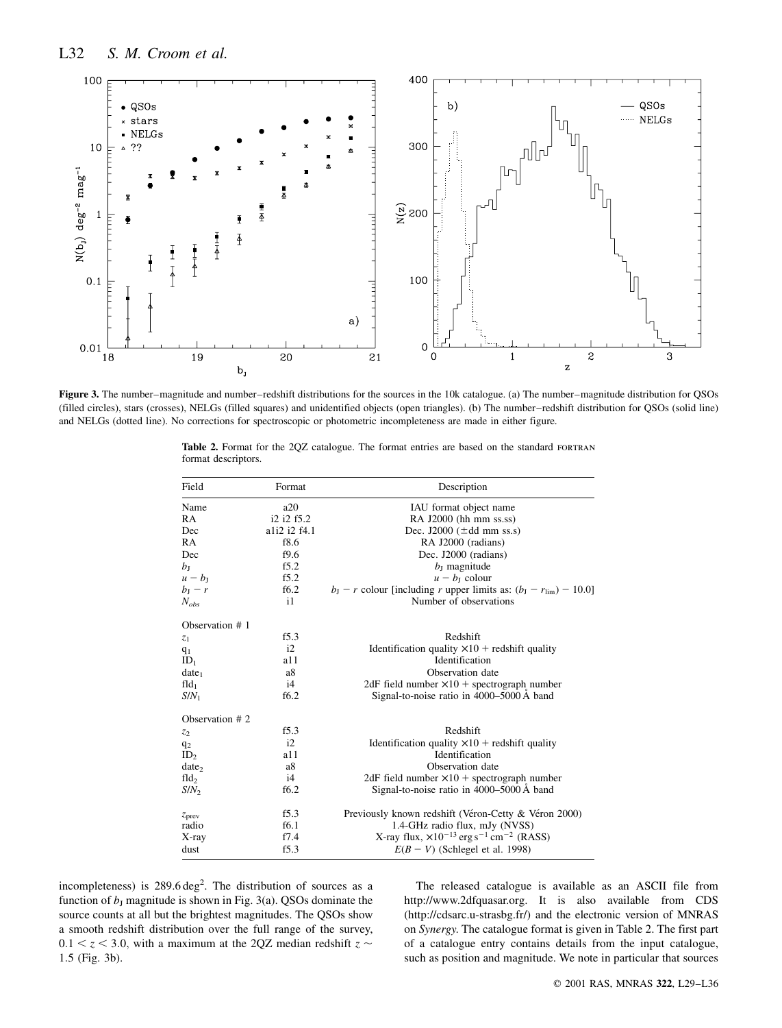**Figure 3.** The number–magnitude and number–redshift distributions for the sources in the 10k catalogue. (a) The number–magnitude distribution for QSOs (filled circles), stars (crosses), NELGs (filled squares) and unidentified objects (open triangles). (b) The number–redshift distribution for QSOs (solid line) and NELGs (dotted line). No corrections for spectroscopic or photometric incompleteness are made in either figure.

**Table 2.** Format for the 2QZ catalogue. The format entries are based on the standard FORTRAN format descriptors.

| Field | Format | Description |
|---|---|---|
| Name | a20 | IAU format object name |
| RA | i2 i2 f5.2 | RA J2000 (hh mm ss.ss) |
| Dec | a1i2 i2 f4.1 | Dec. J2000 ($\pm$dd mm ss.s) |
| RA | f8.6 | RA J2000 (radians) |
| Dec | f9.6 | Dec. J2000 (radians) |
| $b_J$ | f5.2 | $b_J$ magnitude |
| $u - b_J$ | f5.2 | $u - b_J$ colour |
| $b_J - r$ | f6.2 | $b_J - r$ colour [including $r$ upper limits as: $(b_J - r_{\rm lim}) - 10.0$] |
| $N_{obs}$ | i1 | Number of observations |
| Observation # 1 | | |
| $z_1$ | f5.3 | Redshift |
| $q_1$ | i2 | Identification quality $\times 10$ + redshift quality |
| $\mathrm{ID}_1$ | a11 | Identification |
| $\mathrm{date}_1$ | a8 | Observation date |
| $\mathrm{fld}_1$ | i4 | 2dF field number $\times 10$ + spectrograph number |
| $S/N_1$ | f6.2 | Signal-to-noise ratio in 4000–5000 Å band |
| Observation # 2 | | |
| $z_2$ | f5.3 | Redshift |
| $q_2$ | i2 | Identification quality $\times 10$ + redshift quality |
| $\mathrm{ID}_2$ | a11 | Identification |
| $\mathrm{date}_2$ | a8 | Observation date |
| $\mathrm{fld}_2$ | i4 | 2dF field number $\times 10$ + spectrograph number |
| $S/N_2$ | f6.2 | Signal-to-noise ratio in 4000–5000 Å band |
| $z_{\rm prev}$ | f5.3 | Previously known redshift (Véron-Cetty & Véron 2000) |
| radio | f6.1 | 1.4-GHz radio flux, mJy (NVSS) |
| X-ray | f7.4 | X-ray flux, $\times 10^{-13}\,\mathrm{erg\,s^{-1}\,cm^{-2}}$ (RASS) |
| dust | f5.3 | $E(B - V)$ (Schlegel et al. 1998) |

incompleteness) is $289.6\,\mathrm{deg}^2$. The distribution of sources as a function of $b_J$ magnitude is shown in Fig. 3(a). QSOs dominate the source counts at all but the brightest magnitudes. The QSOs show a smooth redshift distribution over the full range of the survey, $0.1 < z < 3.0$, with a maximum at the 2QZ median redshift $z \sim 1.5$ (Fig. 3b).

The released catalogue is available as an ASCII file from http://www.2dfquasar.org. It is also available from CDS (http://cdsarc.u-strasbg.fr/) and the electronic version of MNRAS on *Synergy.* The catalogue format is given in Table 2. The first part of a catalogue entry contains details from the input catalogue, such as position and magnitude. We note in particular that sources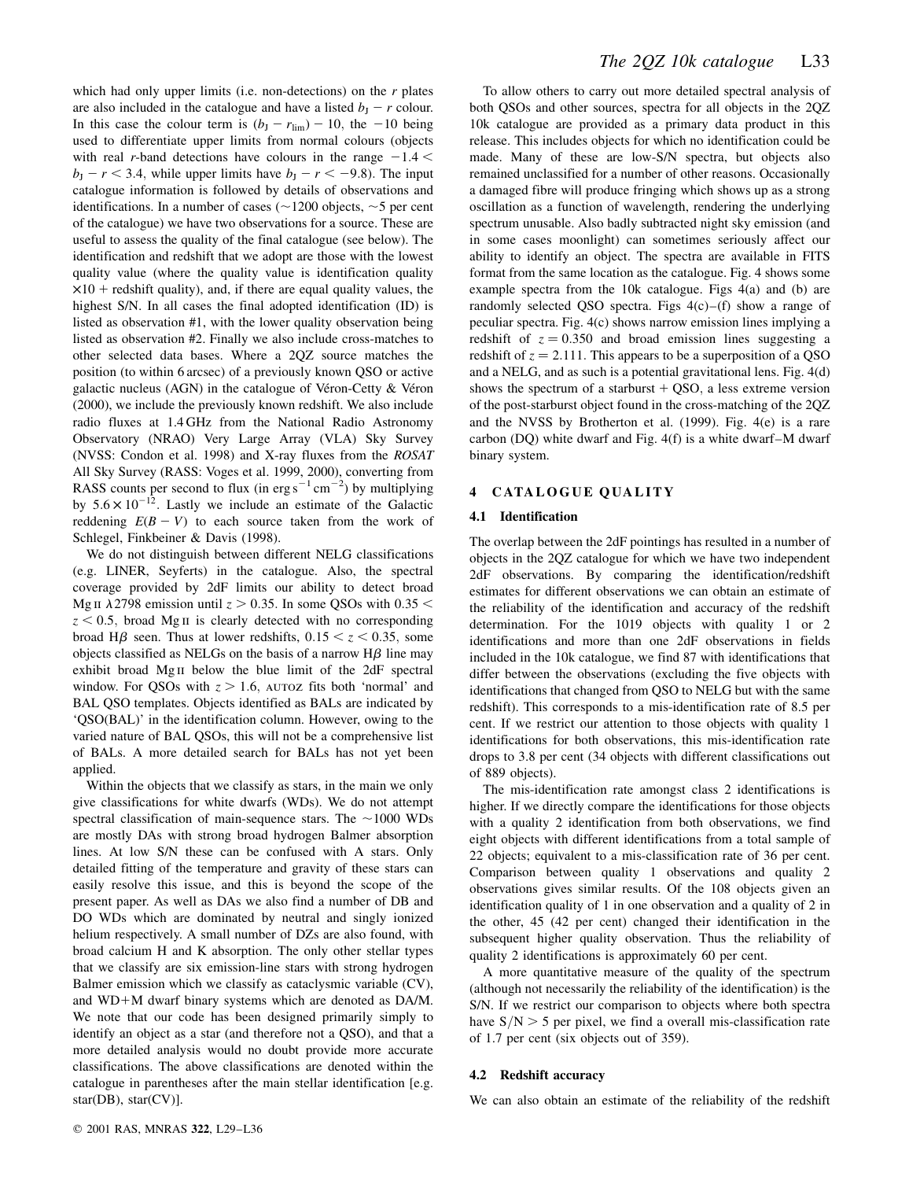which had only upper limits (i.e. non-detections) on the $r$ plates are also included in the catalogue and have a listed $b_J - r$ colour. In this case the colour term is $(b_J - r_{\rm lim}) - 10$, the $-10$ being used to differentiate upper limits from normal colours (objects with real $r$-band detections have colours in the range $-1.4 < b_J - r < 3.4$, while upper limits have $b_J - r < -9.8$). The input catalogue information is followed by details of observations and identifications. In a number of cases (~1200 objects, ~5 per cent of the catalogue) we have two observations for a source. These are useful to assess the quality of the final catalogue (see below). The identification and redshift that we adopt are those with the lowest quality value (where the quality value is identification quality $\times 10$ + redshift quality), and, if there are equal quality values, the highest S/N. In all cases the final adopted identification (ID) is listed as observation #1, with the lower quality observation being listed as observation #2. Finally we also include cross-matches to other selected data bases. Where a 2QZ source matches the position (to within 6 arcsec) of a previously known QSO or active galactic nucleus (AGN) in the catalogue of Véron-Cetty & Véron (2000), we include the previously known redshift. We also include radio fluxes at 1.4 GHz from the National Radio Astronomy Observatory (NRAO) Very Large Array (VLA) Sky Survey (NVSS: Condon et al. 1998) and X-ray fluxes from the *ROSAT* All Sky Survey (RASS: Voges et al. 1999, 2000), converting from RASS counts per second to flux (in erg s$^{-1}$ cm$^{-2}$) by multiplying by $5.6 \times 10^{-12}$. Lastly we include an estimate of the Galactic reddening $E(B - V)$ to each source taken from the work of Schlegel, Finkbeiner & Davis (1998).

We do not distinguish between different NELG classifications (e.g. LINER, Seyferts) in the catalogue. Also, the spectral coverage provided by 2dF limits our ability to detect broad Mg II $\lambda$2798 emission until $z > 0.35$. In some QSOs with $0.35 < z < 0.5$, broad Mg II is clearly detected with no corresponding broad H$\beta$ seen. Thus at lower redshifts, $0.15 < z < 0.35$, some objects classified as NELGs on the basis of a narrow H$\beta$ line may exhibit broad Mg II below the blue limit of the 2dF spectral window. For QSOs with $z > 1.6$, AUTOZ fits both 'normal' and BAL QSO templates. Objects identified as BALs are indicated by 'QSO(BAL)' in the identification column. However, owing to the varied nature of BAL QSOs, this will not be a comprehensive list of BALs. A more detailed search for BALs has not yet been applied.

Within the objects that we classify as stars, in the main we only give classifications for white dwarfs (WDs). We do not attempt spectral classification of main-sequence stars. The ~1000 WDs are mostly DAs with strong broad hydrogen Balmer absorption lines. At low S/N these can be confused with A stars. Only detailed fitting of the temperature and gravity of these stars can easily resolve this issue, and this is beyond the scope of the present paper. As well as DAs we also find a number of DB and DO WDs which are dominated by neutral and singly ionized helium respectively. A small number of DZs are also found, with broad calcium H and K absorption. The only other stellar types that we classify are six emission-line stars with strong hydrogen Balmer emission which we classify as cataclysmic variable (CV), and WD+M dwarf binary systems which are denoted as DA/M. We note that our code has been designed primarily simply to identify an object as a star (and therefore not a QSO), and that a more detailed analysis would no doubt provide more accurate classifications. The above classifications are denoted within the catalogue in parentheses after the main stellar identification [e.g. star(DB), star(CV)].

To allow others to carry out more detailed spectral analysis of both QSOs and other sources, spectra for all objects in the 2QZ 10k catalogue are provided as a primary data product in this release. This includes objects for which no identification could be made. Many of these are low-S/N spectra, but objects also remained unclassified for a number of other reasons. Occasionally a damaged fibre will produce fringing which shows up as a strong oscillation as a function of wavelength, rendering the underlying spectrum unusable. Also badly subtracted night sky emission (and in some cases moonlight) can sometimes seriously affect our ability to identify an object. The spectra are available in FITS format from the same location as the catalogue. Fig. 4 shows some example spectra from the 10k catalogue. Figs 4(a) and (b) are randomly selected QSO spectra. Figs 4(c)–(f) show a range of peculiar spectra. Fig. 4(c) shows narrow emission lines implying a redshift of $z = 0.350$ and broad emission lines suggesting a redshift of $z = 2.111$. This appears to be a superposition of a QSO and a NELG, and as such is a potential gravitational lens. Fig. 4(d) shows the spectrum of a starburst + QSO, a less extreme version of the post-starburst object found in the cross-matching of the 2QZ and the NVSS by Brotherton et al. (1999). Fig. 4(e) is a rare carbon (DQ) white dwarf and Fig. 4(f) is a white dwarf–M dwarf binary system.

## 4 CATALOGUE QUALITY

### 4.1 Identification

The overlap between the 2dF pointings has resulted in a number of objects in the 2QZ catalogue for which we have two independent 2dF observations. By comparing the identification/redshift estimates for different observations we can obtain an estimate of the reliability of the identification and accuracy of the redshift determination. For the 1019 objects with quality 1 or 2 identifications and more than one 2dF observations in fields included in the 10k catalogue, we find 87 with identifications that differ between the observations (excluding the five objects with identifications that changed from QSO to NELG but with the same redshift). This corresponds to a mis-identification rate of 8.5 per cent. If we restrict our attention to those objects with quality 1 identifications for both observations, this mis-identification rate drops to 3.8 per cent (34 objects with different classifications out of 889 objects).

The mis-identification rate amongst class 2 identifications is higher. If we directly compare the identifications for those objects with a quality 2 identification from both observations, we find eight objects with different identifications from a total sample of 22 objects; equivalent to a mis-classification rate of 36 per cent. Comparison between quality 1 observations and quality 2 observations gives similar results. Of the 108 objects given an identification quality of 1 in one observation and a quality of 2 in the other, 45 (42 per cent) changed their identification in the subsequent higher quality observation. Thus the reliability of quality 2 identifications is approximately 60 per cent.

A more quantitative measure of the quality of the spectrum (although not necessarily the reliability of the identification) is the S/N. If we restrict our comparison to objects where both spectra have $\mathrm{S/N} > 5$ per pixel, we find a overall mis-classification rate of 1.7 per cent (six objects out of 359).

### 4.2 Redshift accuracy

We can also obtain an estimate of the reliability of the redshift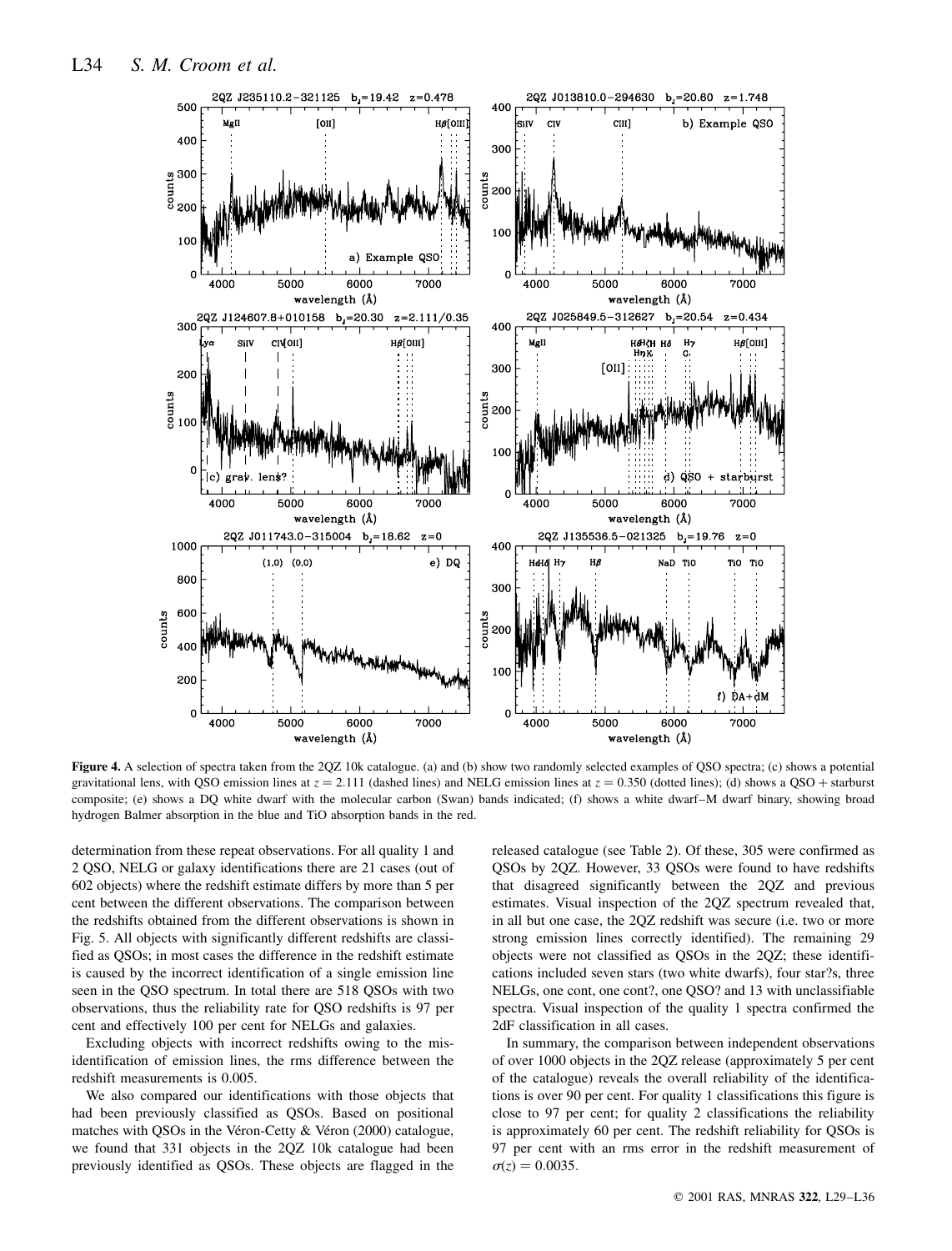**Figure 4.** A selection of spectra taken from the 2QZ 10k catalogue. (a) and (b) show two randomly selected examples of QSO spectra; (c) shows a potential gravitational lens, with QSO emission lines at $z = 2.111$ (dashed lines) and NELG emission lines at $z = 0.350$ (dotted lines); (d) shows a QSO + starburst composite; (e) shows a DQ white dwarf with the molecular carbon (Swan) bands indicated; (f) shows a white dwarf–M dwarf binary, showing broad hydrogen Balmer absorption in the blue and TiO absorption bands in the red.

determination from these repeat observations. For all quality 1 and 2 QSO, NELG or galaxy identifications there are 21 cases (out of 602 objects) where the redshift estimate differs by more than 5 per cent between the different observations. The comparison between the redshifts obtained from the different observations is shown in Fig. 5. All objects with significantly different redshifts are classified as QSOs; in most cases the difference in the redshift estimate is caused by the incorrect identification of a single emission line seen in the QSO spectrum. In total there are 518 QSOs with two observations, thus the reliability rate for QSO redshifts is 97 per cent and effectively 100 per cent for NELGs and galaxies.

Excluding objects with incorrect redshifts owing to the misidentification of emission lines, the rms difference between the redshift measurements is 0.005.

We also compared our identifications with those objects that had been previously classified as QSOs. Based on positional matches with QSOs in the Véron-Cetty & Véron (2000) catalogue, we found that 331 objects in the 2QZ 10k catalogue had been previously identified as QSOs. These objects are flagged in the released catalogue (see Table 2). Of these, 305 were confirmed as QSOs by 2QZ. However, 33 QSOs were found to have redshifts that disagreed significantly between the 2QZ and previous estimates. Visual inspection of the 2QZ spectrum revealed that, in all but one case, the 2QZ redshift was secure (i.e. two or more strong emission lines correctly identified). The remaining 29 objects were not classified as QSOs in the 2QZ; these identifications included seven stars (two white dwarfs), four star?s, three NELGs, one cont, one cont?, one QSO? and 13 with unclassifiable spectra. Visual inspection of the quality 1 spectra confirmed the 2dF classification in all cases.

In summary, the comparison between independent observations of over 1000 objects in the 2QZ release (approximately 5 per cent of the catalogue) reveals the overall reliability of the identifications is over 90 per cent. For quality 1 classifications this figure is close to 97 per cent; for quality 2 classifications the reliability is approximately 60 per cent. The redshift reliability for QSOs is 97 per cent with an rms error in the redshift measurement of $\sigma(z) = 0.0035$.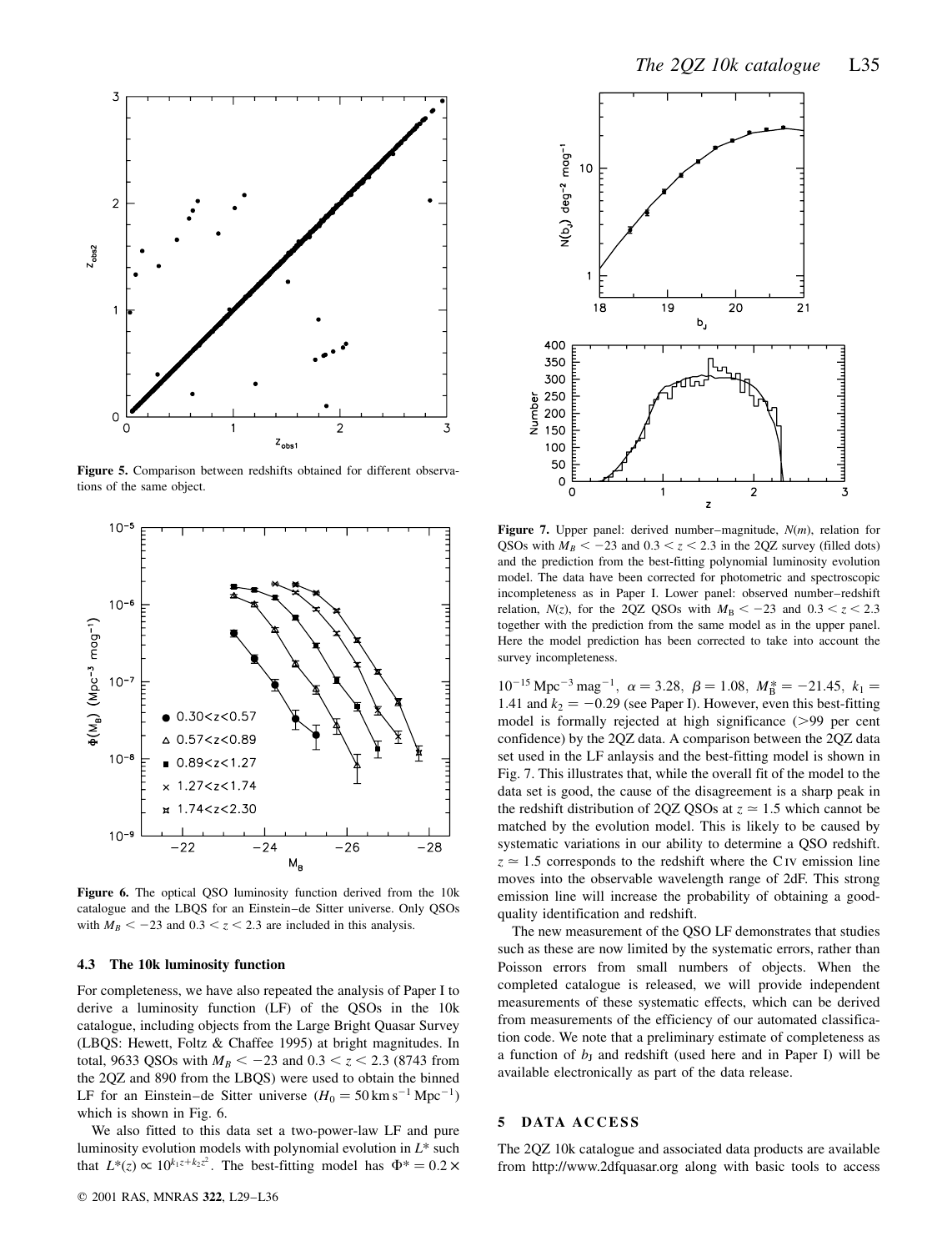Figure 5. Comparison between redshifts obtained for different observations of the same object.

Figure 6. The optical QSO luminosity function derived from the 10k catalogue and the LBQS for an Einstein–de Sitter universe. Only QSOs with $M_B < -23$ and $0.3 < z < 2.3$ are included in this analysis.

### 4.3 The 10k luminosity function

For completeness, we have also repeated the analysis of Paper I to derive a luminosity function (LF) of the QSOs in the 10k catalogue, including objects from the Large Bright Quasar Survey (LBQS: Hewett, Foltz & Chaffee 1995) at bright magnitudes. In total, 9633 QSOs with $M_B < -23$ and $0.3 < z < 2.3$ (8743 from the 2QZ and 890 from the LBQS) were used to obtain the binned LF for an Einstein–de Sitter universe ($H_0 = 50\,\mathrm{km\,s^{-1}\,Mpc^{-1}}$) which is shown in Fig. 6.

We also fitted to this data set a two-power-law LF and pure luminosity evolution models with polynomial evolution in $L^*$ such that $L^*(z) \propto 10^{k_1 z + k_2 z^2}$. The best-fitting model has $\Phi^* = 0.2 \times 10^{-15}\,\mathrm{Mpc^{-3}\,mag^{-1}}$, $\alpha = 3.28$, $\beta = 1.08$, $M_\mathrm{B}^* = -21.45$, $k_1 = 1.41$ and $k_2 = -0.29$ (see Paper I). However, even this best-fitting model is formally rejected at high significance (>99 per cent confidence) by the 2QZ data. A comparison between the 2QZ data set used in the LF anlaysis and the best-fitting model is shown in Fig. 7. This illustrates that, while the overall fit of the model to the data set is good, the cause of the disagreement is a sharp peak in the redshift distribution of 2QZ QSOs at $z \simeq 1.5$ which cannot be matched by the evolution model. This is likely to be caused by systematic variations in our ability to determine a QSO redshift. $z \simeq 1.5$ corresponds to the redshift where the C IV emission line moves into the observable wavelength range of 2dF. This strong emission line will increase the probability of obtaining a good-quality identification and redshift.

The new measurement of the QSO LF demonstrates that studies such as these are now limited by the systematic errors, rather than Poisson errors from small numbers of objects. When the completed catalogue is released, we will provide independent measurements of these systematic effects, which can be derived from measurements of the efficiency of our automated classification code. We note that a preliminary estimate of completeness as a function of $b_\mathrm{J}$ and redshift (used here and in Paper I) will be available electronically as part of the data release.

Figure 7. Upper panel: derived number–magnitude, $N(m)$, relation for QSOs with $M_B < -23$ and $0.3 < z < 2.3$ in the 2QZ survey (filled dots) and the prediction from the best-fitting polynomial luminosity evolution model. The data have been corrected for photometric and spectroscopic incompleteness as in Paper I. Lower panel: observed number–redshift relation, $N(z)$, for the 2QZ QSOs with $M_\mathrm{B} < -23$ and $0.3 < z < 2.3$ together with the prediction from the same model as in the upper panel. Here the model prediction has been corrected to take into account the survey incompleteness.

## 5 DATA ACCESS

The 2QZ 10k catalogue and associated data products are available from http://www.2dfquasar.org along with basic tools to access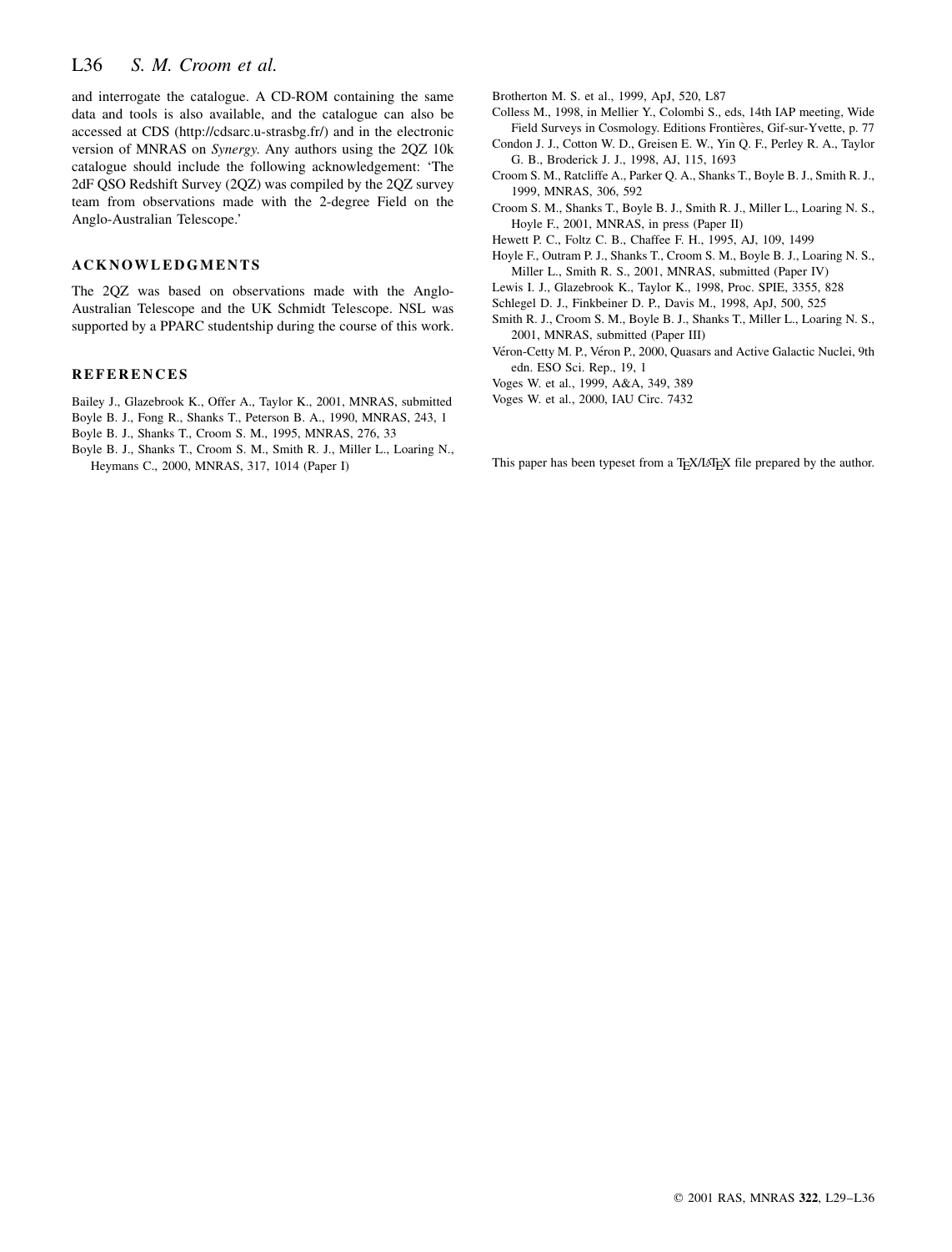and interrogate the catalogue. A CD-ROM containing the same data and tools is also available, and the catalogue can also be accessed at CDS (http://cdsarc.u-strasbg.fr/) and in the electronic version of MNRAS on *Synergy*. Any authors using the 2QZ 10k catalogue should include the following acknowledgement: 'The 2dF QSO Redshift Survey (2QZ) was compiled by the 2QZ survey team from observations made with the 2-degree Field on the Anglo-Australian Telescope.'

## ACKNOWLEDGMENTS

The 2QZ was based on observations made with the Anglo-Australian Telescope and the UK Schmidt Telescope. NSL was supported by a PPARC studentship during the course of this work.

## REFERENCES

Bailey J., Glazebrook K., Offer A., Taylor K., 2001, MNRAS, submitted

Boyle B. J., Fong R., Shanks T., Peterson B. A., 1990, MNRAS, 243, 1

Boyle B. J., Shanks T., Croom S. M., 1995, MNRAS, 276, 33

Boyle B. J., Shanks T., Croom S. M., Smith R. J., Miller L., Loaring N., Heymans C., 2000, MNRAS, 317, 1014 (Paper I)

Brotherton M. S. et al., 1999, ApJ, 520, L87

Colless M., 1998, in Mellier Y., Colombi S., eds, 14th IAP meeting, Wide Field Surveys in Cosmology. Editions Frontières, Gif-sur-Yvette, p. 77

Condon J. J., Cotton W. D., Greisen E. W., Yin Q. F., Perley R. A., Taylor G. B., Broderick J. J., 1998, AJ, 115, 1693

Croom S. M., Ratcliffe A., Parker Q. A., Shanks T., Boyle B. J., Smith R. J., 1999, MNRAS, 306, 592

Croom S. M., Shanks T., Boyle B. J., Smith R. J., Miller L., Loaring N. S., Hoyle F., 2001, MNRAS, in press (Paper II)

Hewett P. C., Foltz C. B., Chaffee F. H., 1995, AJ, 109, 1499

Hoyle F., Outram P. J., Shanks T., Croom S. M., Boyle B. J., Loaring N. S., Miller L., Smith R. S., 2001, MNRAS, submitted (Paper IV)

Lewis I. J., Glazebrook K., Taylor K., 1998, Proc. SPIE, 3355, 828

Schlegel D. J., Finkbeiner D. P., Davis M., 1998, ApJ, 500, 525

Smith R. J., Croom S. M., Boyle B. J., Shanks T., Miller L., Loaring N. S., 2001, MNRAS, submitted (Paper III)

Véron-Cetty M. P., Véron P., 2000, Quasars and Active Galactic Nuclei, 9th edn. ESO Sci. Rep., 19, 1

Voges W. et al., 1999, A&A, 349, 389

Voges W. et al., 2000, IAU Circ. 7432

This paper has been typeset from a TEX/LATEX file prepared by the author.